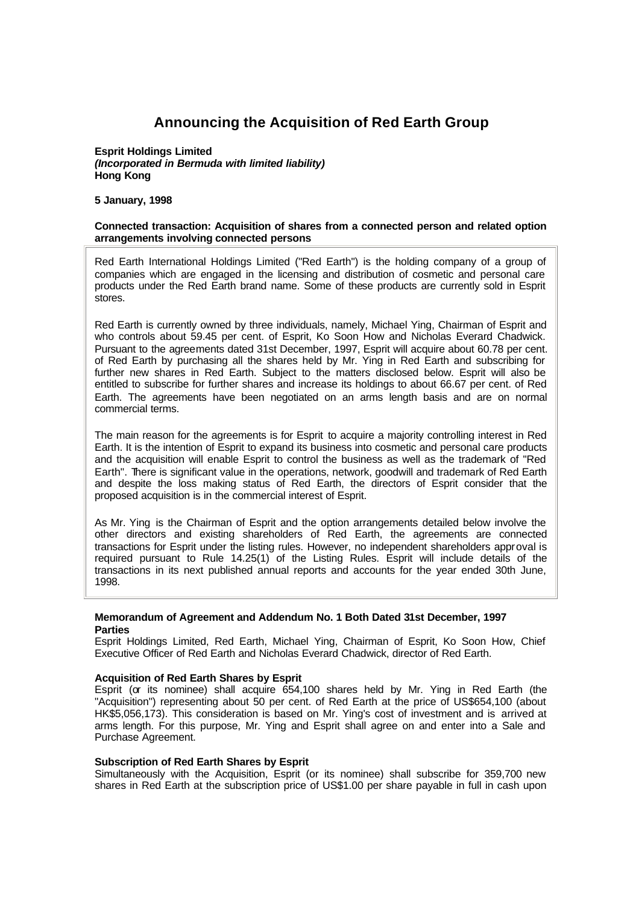# Announcing the Acquisition of Red Earth Group

**Esprit Holdings Limited**
***(Incorporated in Bermuda with limited liability)***
**Hong Kong**

**5 January, 1998**

**Connected transaction: Acquisition of shares from a connected person and related option arrangements involving connected persons**

Red Earth International Holdings Limited ("Red Earth") is the holding company of a group of companies which are engaged in the licensing and distribution of cosmetic and personal care products under the Red Earth brand name. Some of these products are currently sold in Esprit stores.

Red Earth is currently owned by three individuals, namely, Michael Ying, Chairman of Esprit and who controls about 59.45 per cent. of Esprit, Ko Soon How and Nicholas Everard Chadwick. Pursuant to the agreements dated 31st December, 1997, Esprit will acquire about 60.78 per cent. of Red Earth by purchasing all the shares held by Mr. Ying in Red Earth and subscribing for further new shares in Red Earth. Subject to the matters disclosed below. Esprit will also be entitled to subscribe for further shares and increase its holdings to about 66.67 per cent. of Red Earth. The agreements have been negotiated on an arms length basis and are on normal commercial terms.

The main reason for the agreements is for Esprit to acquire a majority controlling interest in Red Earth. It is the intention of Esprit to expand its business into cosmetic and personal care products and the acquisition will enable Esprit to control the business as well as the trademark of "Red Earth". There is significant value in the operations, network, goodwill and trademark of Red Earth and despite the loss making status of Red Earth, the directors of Esprit consider that the proposed acquisition is in the commercial interest of Esprit.

As Mr. Ying is the Chairman of Esprit and the option arrangements detailed below involve the other directors and existing shareholders of Red Earth, the agreements are connected transactions for Esprit under the listing rules. However, no independent shareholders approval is required pursuant to Rule 14.25(1) of the Listing Rules. Esprit will include details of the transactions in its next published annual reports and accounts for the year ended 30th June, 1998.

**Memorandum of Agreement and Addendum No. 1 Both Dated 31st December, 1997**
**Parties**

Esprit Holdings Limited, Red Earth, Michael Ying, Chairman of Esprit, Ko Soon How, Chief Executive Officer of Red Earth and Nicholas Everard Chadwick, director of Red Earth.

**Acquisition of Red Earth Shares by Esprit**

Esprit (or its nominee) shall acquire 654,100 shares held by Mr. Ying in Red Earth (the "Acquisition") representing about 50 per cent. of Red Earth at the price of US$654,100 (about HK$5,056,173). This consideration is based on Mr. Ying's cost of investment and is arrived at arms length. For this purpose, Mr. Ying and Esprit shall agree on and enter into a Sale and Purchase Agreement.

**Subscription of Red Earth Shares by Esprit**

Simultaneously with the Acquisition, Esprit (or its nominee) shall subscribe for 359,700 new shares in Red Earth at the subscription price of US$1.00 per share payable in full in cash upon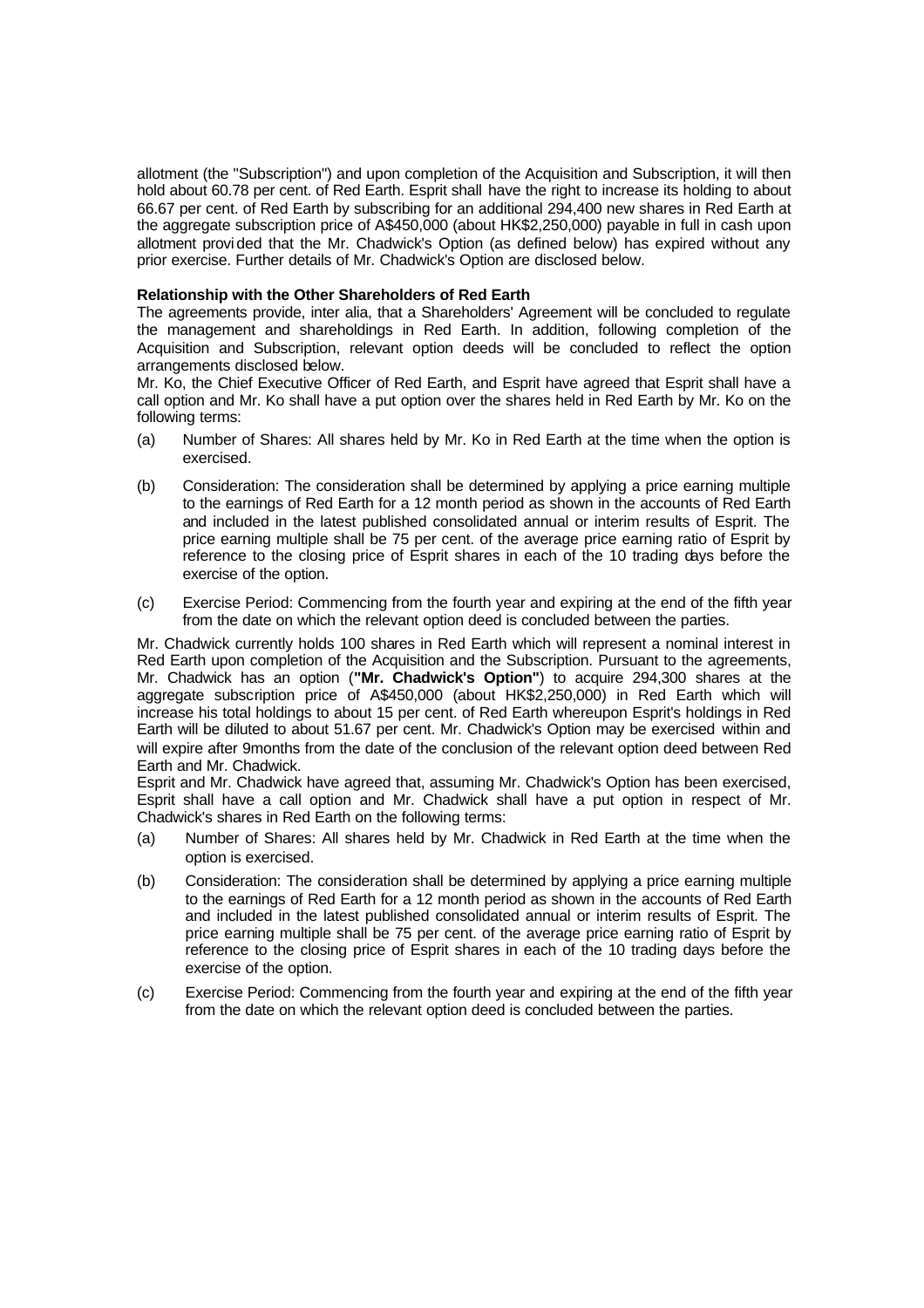allotment (the "Subscription") and upon completion of the Acquisition and Subscription, it will then hold about 60.78 per cent. of Red Earth. Esprit shall have the right to increase its holding to about 66.67 per cent. of Red Earth by subscribing for an additional 294,400 new shares in Red Earth at the aggregate subscription price of A$450,000 (about HK$2,250,000) payable in full in cash upon allotment provided that the Mr. Chadwick's Option (as defined below) has expired without any prior exercise. Further details of Mr. Chadwick's Option are disclosed below.

**Relationship with the Other Shareholders of Red Earth**

The agreements provide, inter alia, that a Shareholders' Agreement will be concluded to regulate the management and shareholdings in Red Earth. In addition, following completion of the Acquisition and Subscription, relevant option deeds will be concluded to reflect the option arrangements disclosed below.

Mr. Ko, the Chief Executive Officer of Red Earth, and Esprit have agreed that Esprit shall have a call option and Mr. Ko shall have a put option over the shares held in Red Earth by Mr. Ko on the following terms:

(a) Number of Shares: All shares held by Mr. Ko in Red Earth at the time when the option is exercised.

(b) Consideration: The consideration shall be determined by applying a price earning multiple to the earnings of Red Earth for a 12 month period as shown in the accounts of Red Earth and included in the latest published consolidated annual or interim results of Esprit. The price earning multiple shall be 75 per cent. of the average price earning ratio of Esprit by reference to the closing price of Esprit shares in each of the 10 trading days before the exercise of the option.

(c) Exercise Period: Commencing from the fourth year and expiring at the end of the fifth year from the date on which the relevant option deed is concluded between the parties.

Mr. Chadwick currently holds 100 shares in Red Earth which will represent a nominal interest in Red Earth upon completion of the Acquisition and the Subscription. Pursuant to the agreements, Mr. Chadwick has an option (**"Mr. Chadwick's Option"**) to acquire 294,300 shares at the aggregate subscription price of A$450,000 (about HK$2,250,000) in Red Earth which will increase his total holdings to about 15 per cent. of Red Earth whereupon Esprit's holdings in Red Earth will be diluted to about 51.67 per cent. Mr. Chadwick's Option may be exercised within and will expire after 9months from the date of the conclusion of the relevant option deed between Red Earth and Mr. Chadwick.

Esprit and Mr. Chadwick have agreed that, assuming Mr. Chadwick's Option has been exercised, Esprit shall have a call option and Mr. Chadwick shall have a put option in respect of Mr. Chadwick's shares in Red Earth on the following terms:

(a) Number of Shares: All shares held by Mr. Chadwick in Red Earth at the time when the option is exercised.

(b) Consideration: The consideration shall be determined by applying a price earning multiple to the earnings of Red Earth for a 12 month period as shown in the accounts of Red Earth and included in the latest published consolidated annual or interim results of Esprit. The price earning multiple shall be 75 per cent. of the average price earning ratio of Esprit by reference to the closing price of Esprit shares in each of the 10 trading days before the exercise of the option.

(c) Exercise Period: Commencing from the fourth year and expiring at the end of the fifth year from the date on which the relevant option deed is concluded between the parties.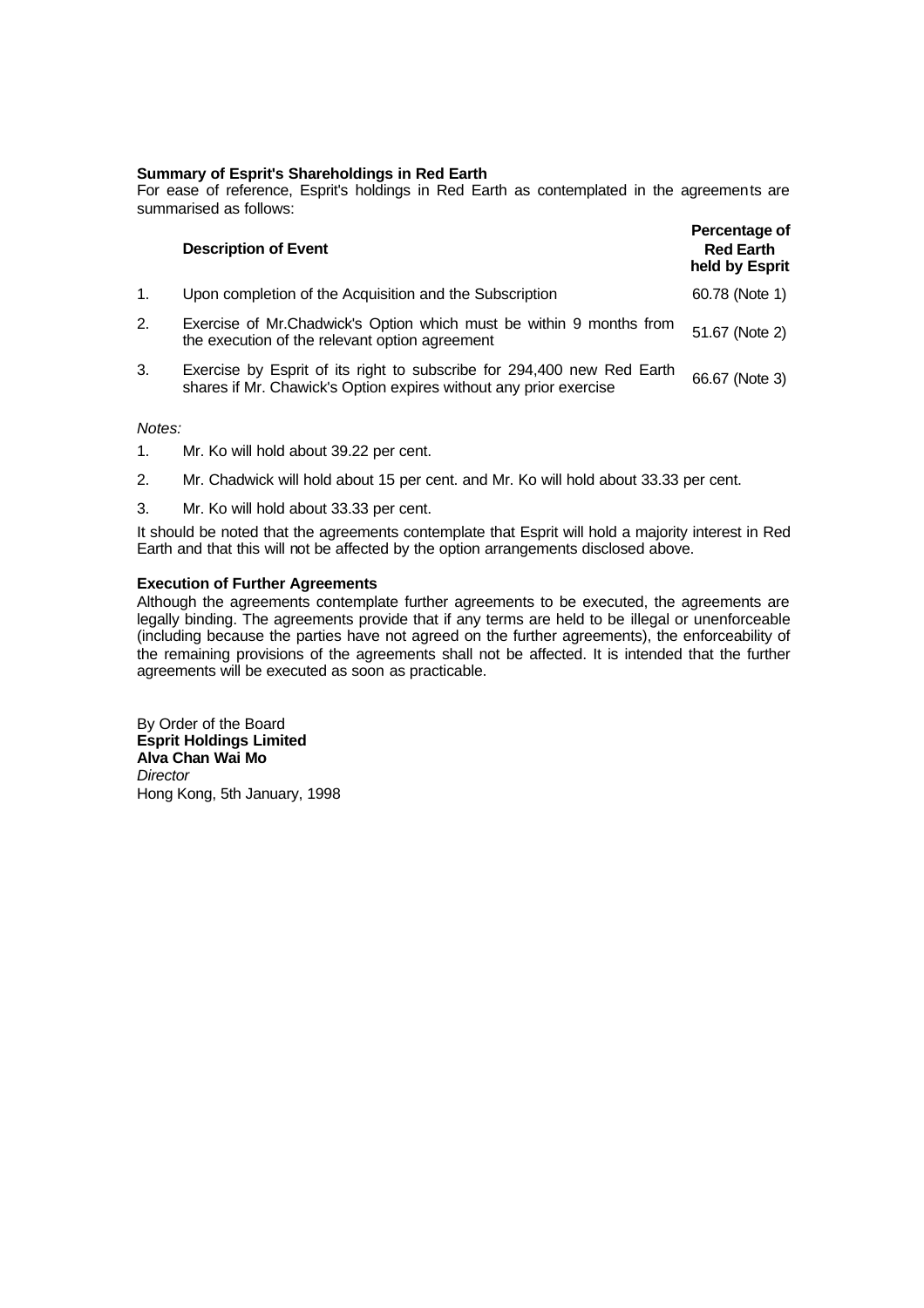**Summary of Esprit's Shareholdings in Red Earth**

For ease of reference, Esprit's holdings in Red Earth as contemplated in the agreements are summarised as follows:

| | Description of Event | Percentage of Red Earth held by Esprit |
|---|---|---|
| 1. | Upon completion of the Acquisition and the Subscription | 60.78 (Note 1) |
| 2. | Exercise of Mr.Chadwick's Option which must be within 9 months from the execution of the relevant option agreement | 51.67 (Note 2) |
| 3. | Exercise by Esprit of its right to subscribe for 294,400 new Red Earth shares if Mr. Chawick's Option expires without any prior exercise | 66.67 (Note 3) |

*Notes:*

1. Mr. Ko will hold about 39.22 per cent.
2. Mr. Chadwick will hold about 15 per cent. and Mr. Ko will hold about 33.33 per cent.
3. Mr. Ko will hold about 33.33 per cent.

It should be noted that the agreements contemplate that Esprit will hold a majority interest in Red Earth and that this will not be affected by the option arrangements disclosed above.

**Execution of Further Agreements**

Although the agreements contemplate further agreements to be executed, the agreements are legally binding. The agreements provide that if any terms are held to be illegal or unenforceable (including because the parties have not agreed on the further agreements), the enforceability of the remaining provisions of the agreements shall not be affected. It is intended that the further agreements will be executed as soon as practicable.

By Order of the Board
**Esprit Holdings Limited**
**Alva Chan Wai Mo**
*Director*
Hong Kong, 5th January, 1998